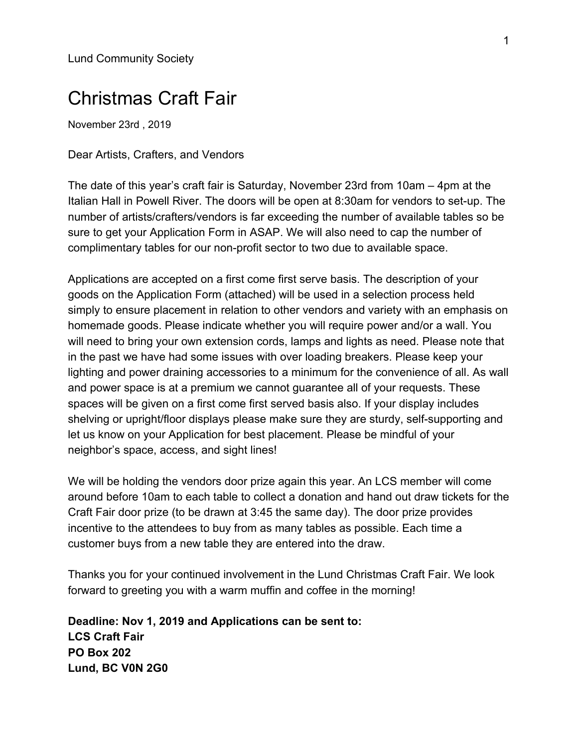Lund Community Society

# Christmas Craft Fair

November 23rd , 2019

Dear Artists, Crafters, and Vendors

The date of this year's craft fair is Saturday, November 23rd from 10am – 4pm at the Italian Hall in Powell River. The doors will be open at 8:30am for vendors to set-up. The number of artists/crafters/vendors is far exceeding the number of available tables so be sure to get your Application Form in ASAP. We will also need to cap the number of complimentary tables for our non-profit sector to two due to available space.

Applications are accepted on a first come first serve basis. The description of your goods on the Application Form (attached) will be used in a selection process held simply to ensure placement in relation to other vendors and variety with an emphasis on homemade goods. Please indicate whether you will require power and/or a wall. You will need to bring your own extension cords, lamps and lights as need. Please note that in the past we have had some issues with over loading breakers. Please keep your lighting and power draining accessories to a minimum for the convenience of all. As wall and power space is at a premium we cannot guarantee all of your requests. These spaces will be given on a first come first served basis also. If your display includes shelving or upright/floor displays please make sure they are sturdy, self-supporting and let us know on your Application for best placement. Please be mindful of your neighbor's space, access, and sight lines!

We will be holding the vendors door prize again this year. An LCS member will come around before 10am to each table to collect a donation and hand out draw tickets for the Craft Fair door prize (to be drawn at 3:45 the same day). The door prize provides incentive to the attendees to buy from as many tables as possible. Each time a customer buys from a new table they are entered into the draw.

Thanks you for your continued involvement in the Lund Christmas Craft Fair. We look forward to greeting you with a warm muffin and coffee in the morning!

**Deadline: Nov 1, 2019 and Applications can be sent to:**
**LCS Craft Fair**
**PO Box 202**
**Lund, BC V0N 2G0**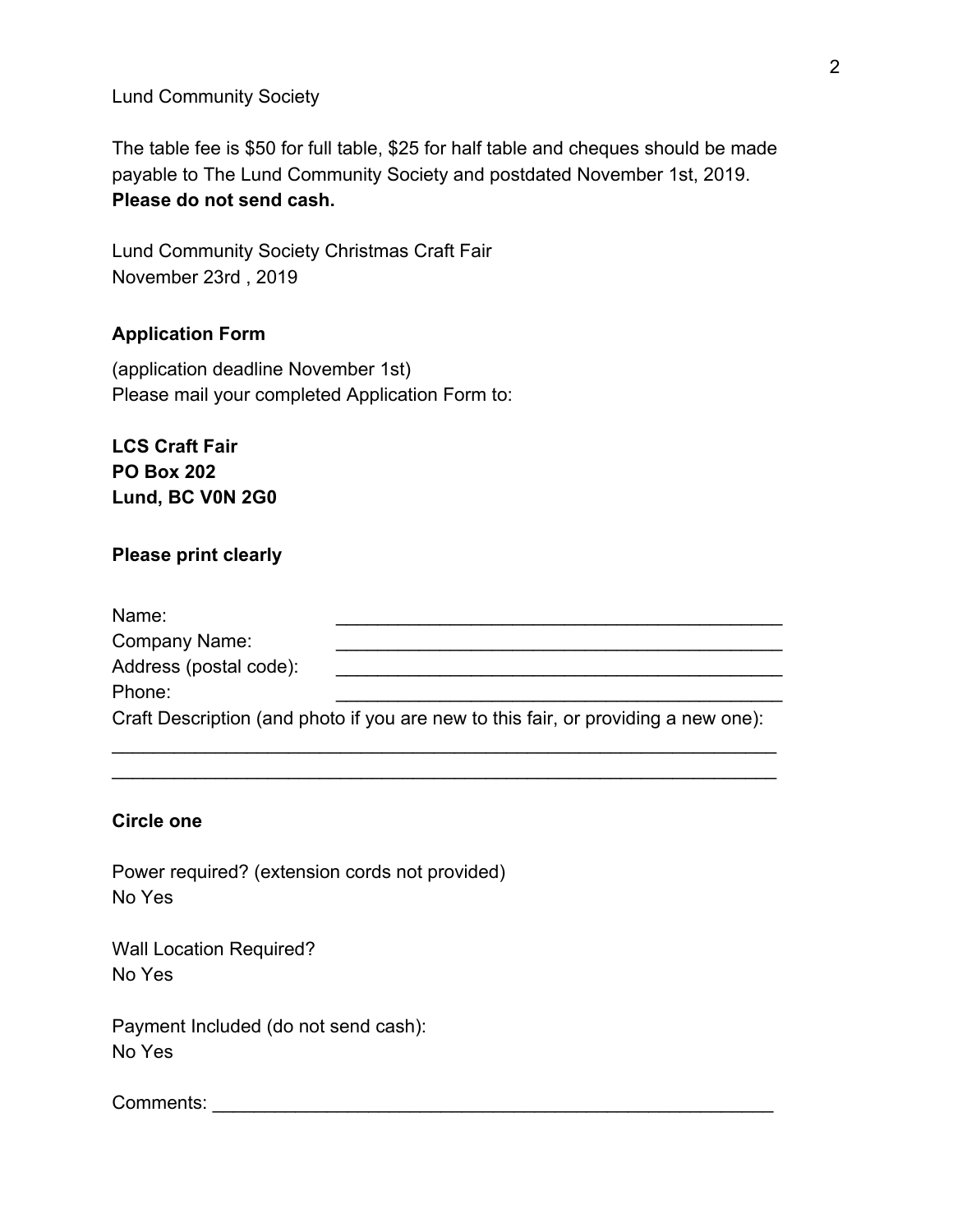Lund Community Society

The table fee is $50 for full table, $25 for half table and cheques should be made payable to The Lund Community Society and postdated November 1st, 2019. **Please do not send cash.**

Lund Community Society Christmas Craft Fair
November 23rd , 2019

**Application Form**

(application deadline November 1st)
Please mail your completed Application Form to:

**LCS Craft Fair**
**PO Box 202**
**Lund, BC V0N 2G0**

**Please print clearly**

Name: ____________________________________________
Company Name: ____________________________________________
Address (postal code): ____________________________________________
Phone: ____________________________________________
Craft Description (and photo if you are new to this fair, or providing a new one):
_________________________________________________________________
_________________________________________________________________

**Circle one**

Power required? (extension cords not provided)
No Yes

Wall Location Required?
No Yes

Payment Included (do not send cash):
No Yes

Comments: _______________________________________________________